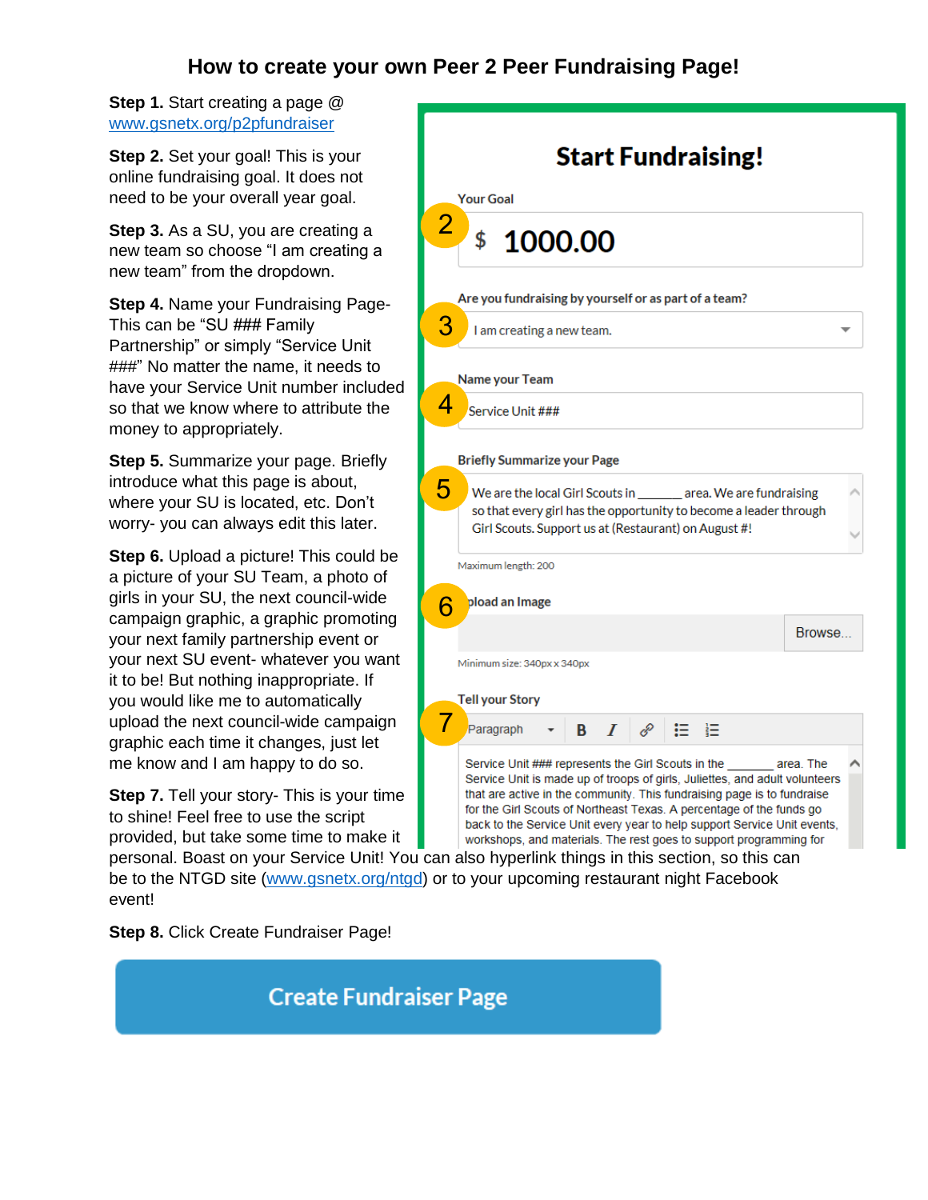# How to create your own Peer 2 Peer Fundraising Page!

**Step 1.** Start creating a page @ [www.gsnetx.org/p2pfundraiser](http://www.gsnetx.org/p2pfundraiser)

**Step 2.** Set your goal! This is your online fundraising goal. It does not need to be your overall year goal.

**Step 3.** As a SU, you are creating a new team so choose "I am creating a new team" from the dropdown.

**Step 4.** Name your Fundraising Page- This can be "SU ### Family Partnership" or simply "Service Unit ###" No matter the name, it needs to have your Service Unit number included so that we know where to attribute the money to appropriately.

**Step 5.** Summarize your page. Briefly introduce what this page is about, where your SU is located, etc. Don't worry- you can always edit this later.

**Step 6.** Upload a picture! This could be a picture of your SU Team, a photo of girls in your SU, the next council-wide campaign graphic, a graphic promoting your next family partnership event or your next SU event- whatever you want it to be! But nothing inappropriate. If you would like me to automatically upload the next council-wide campaign graphic each time it changes, just let me know and I am happy to do so.

**Step 7.** Tell your story- This is your time to shine! Feel free to use the script provided, but take some time to make it personal. Boast on your Service Unit! You can also hyperlink things in this section, so this can be to the NTGD site ([www.gsnetx.org/ntgd](http://www.gsnetx.org/ntgd)) or to your upcoming restaurant night Facebook event!

**Step 8.** Click Create Fundraiser Page!

## Start Fundraising!

**Your Goal**

2 — $ 1000.00

**Are you fundraising by yourself or as part of a team?**

3 — I am creating a new team.

**Name your Team**

4 — Service Unit ###

**Briefly Summarize your Page**

5 — We are the local Girl Scouts in _______ area. We are fundraising so that every girl has the opportunity to become a leader through Girl Scouts. Support us at (Restaurant) on August #!

Maximum length: 200

**Upload an Image**

6 — Browse...

Minimum size: 340px x 340px

**Tell your Story**

7 — Service Unit ### represents the Girl Scouts in the _______ area. The Service Unit is made up of troops of girls, Juliettes, and adult volunteers that are active in the community. This fundraising page is to fundraise for the Girl Scouts of Northeast Texas. A percentage of the funds go back to the Service Unit every year to help support Service Unit events, workshops, and materials. The rest goes to support programming for

**Create Fundraiser Page**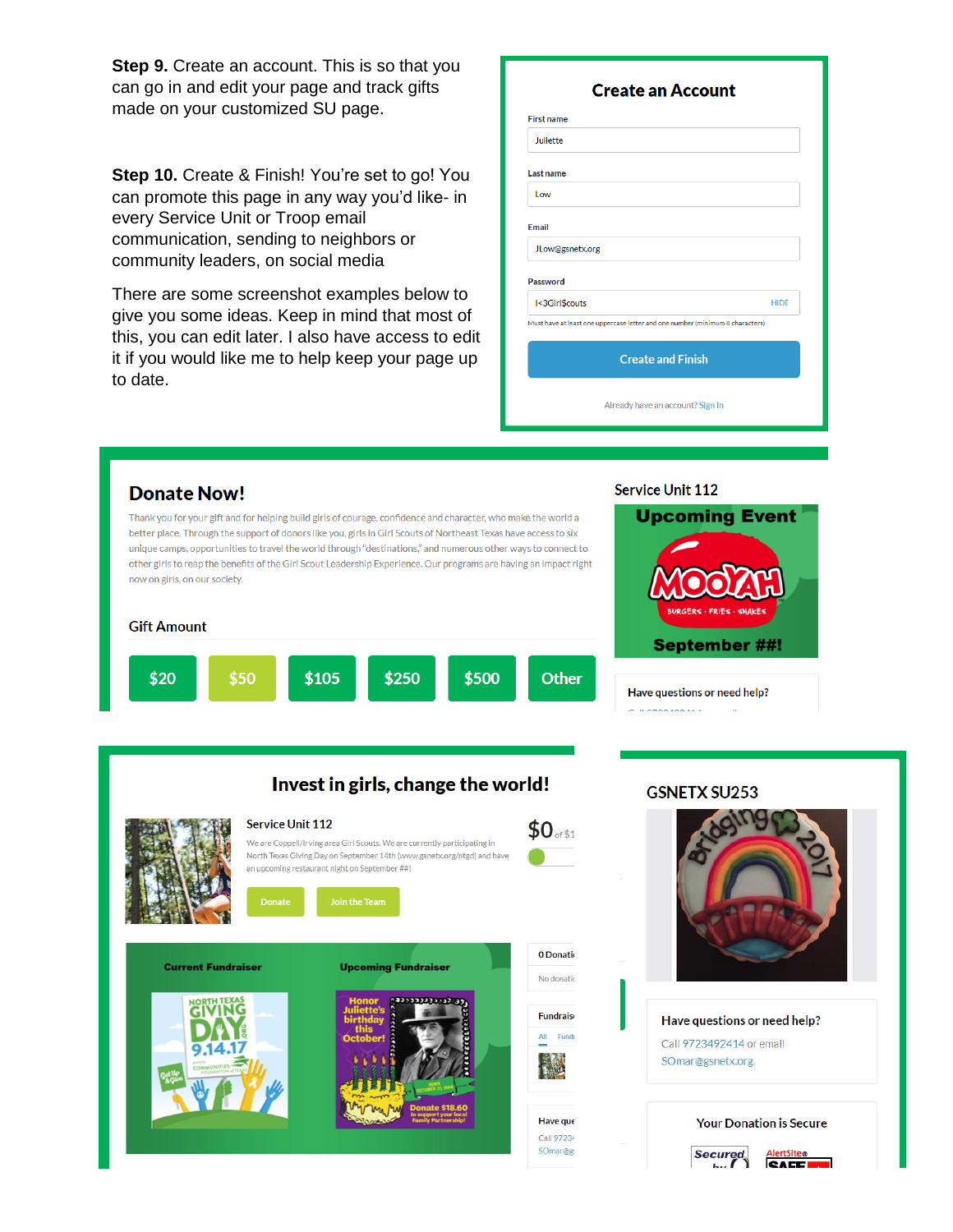**Step 9.** Create an account. This is so that you can go in and edit your page and track gifts made on your customized SU page.

**Step 10.** Create & Finish! You're set to go! You can promote this page in any way you'd like- in every Service Unit or Troop email communication, sending to neighbors or community leaders, on social media

There are some screenshot examples below to give you some ideas. Keep in mind that most of this, you can edit later. I also have access to edit it if you would like me to help keep your page up to date.

## Create an Account

First name

Juliette

Last name

Low

Email

JLow@gsnetx.org

Password

I<3Girl$couts HIDE

Must have at least one uppercase letter and one number (minimum 8 characters)

Create and Finish

Already have an account? Sign In

## Donate Now!

Thank you for your gift and for helping build girls of courage, confidence and character, who make the world a better place. Through the support of donors like you, girls in Girl Scouts of Northeast Texas have access to six unique camps, opportunities to travel the world through "destinations," and numerous other ways to connect to other girls to reap the benefits of the Girl Scout Leadership Experience. Our programs are having an impact right now on girls, on our society.

Gift Amount

$20 $50 $105 $250 $500 Other

Service Unit 112

Upcoming Event

MOOYAH BURGERS · FRIES · SHAKES

September ##!

Have questions or need help?

## Invest in girls, change the world!

Service Unit 112

We are Coppell/Irving area Girl Scouts. We are currently participating in North Texas Giving Day on September 14th (www.gsnetx.org/ntgd) and have an upcoming restaurant night on September ##!

$0 of $1

Donate Join the Team

Current Fundraiser

NORTH TEXAS GIVING DAY.ORG 9.14.17

Upcoming Fundraiser

Honor Juliette's birthday this October!

Donate $18.60 to support your local Family Partnership!

0 Donati

No donati

Fundrais

All Fundi

Have que

Call 9723

SOmar@g

GSNETX SU253

Bridging 2017

Have questions or need help?

Call 9723492414 or email SOmar@gsnetx.org.

Your Donation is Secure

Secured by

AlertSite SAFE